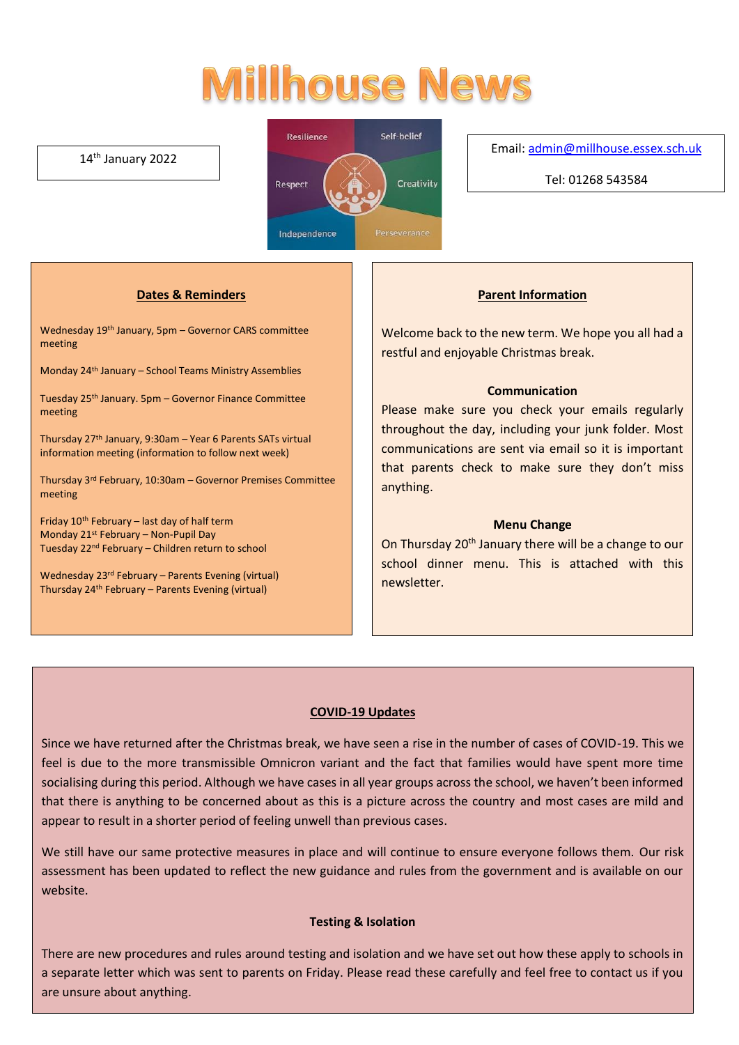# Millhouse News

14th January 2022

Resilience | Self-belief | Respect | Creativity | Independence | Perseverance

Email: admin@millhouse.essex.sch.uk

Tel: 01268 543584

## Dates & Reminders

Wednesday 19th January, 5pm – Governor CARS committee meeting

Monday 24th January – School Teams Ministry Assemblies

Tuesday 25th January. 5pm – Governor Finance Committee meeting

Thursday 27th January, 9:30am – Year 6 Parents SATs virtual information meeting (information to follow next week)

Thursday 3rd February, 10:30am – Governor Premises Committee meeting

Friday 10th February – last day of half term
Monday 21st February – Non-Pupil Day
Tuesday 22nd February – Children return to school

Wednesday 23rd February – Parents Evening (virtual)
Thursday 24th February – Parents Evening (virtual)

## Parent Information

Welcome back to the new term. We hope you all had a restful and enjoyable Christmas break.

### Communication

Please make sure you check your emails regularly throughout the day, including your junk folder. Most communications are sent via email so it is important that parents check to make sure they don't miss anything.

### Menu Change

On Thursday 20th January there will be a change to our school dinner menu. This is attached with this newsletter.

## COVID-19 Updates

Since we have returned after the Christmas break, we have seen a rise in the number of cases of COVID-19. This we feel is due to the more transmissible Omnicron variant and the fact that families would have spent more time socialising during this period. Although we have cases in all year groups across the school, we haven't been informed that there is anything to be concerned about as this is a picture across the country and most cases are mild and appear to result in a shorter period of feeling unwell than previous cases.

We still have our same protective measures in place and will continue to ensure everyone follows them. Our risk assessment has been updated to reflect the new guidance and rules from the government and is available on our website.

### Testing & Isolation

There are new procedures and rules around testing and isolation and we have set out how these apply to schools in a separate letter which was sent to parents on Friday. Please read these carefully and feel free to contact us if you are unsure about anything.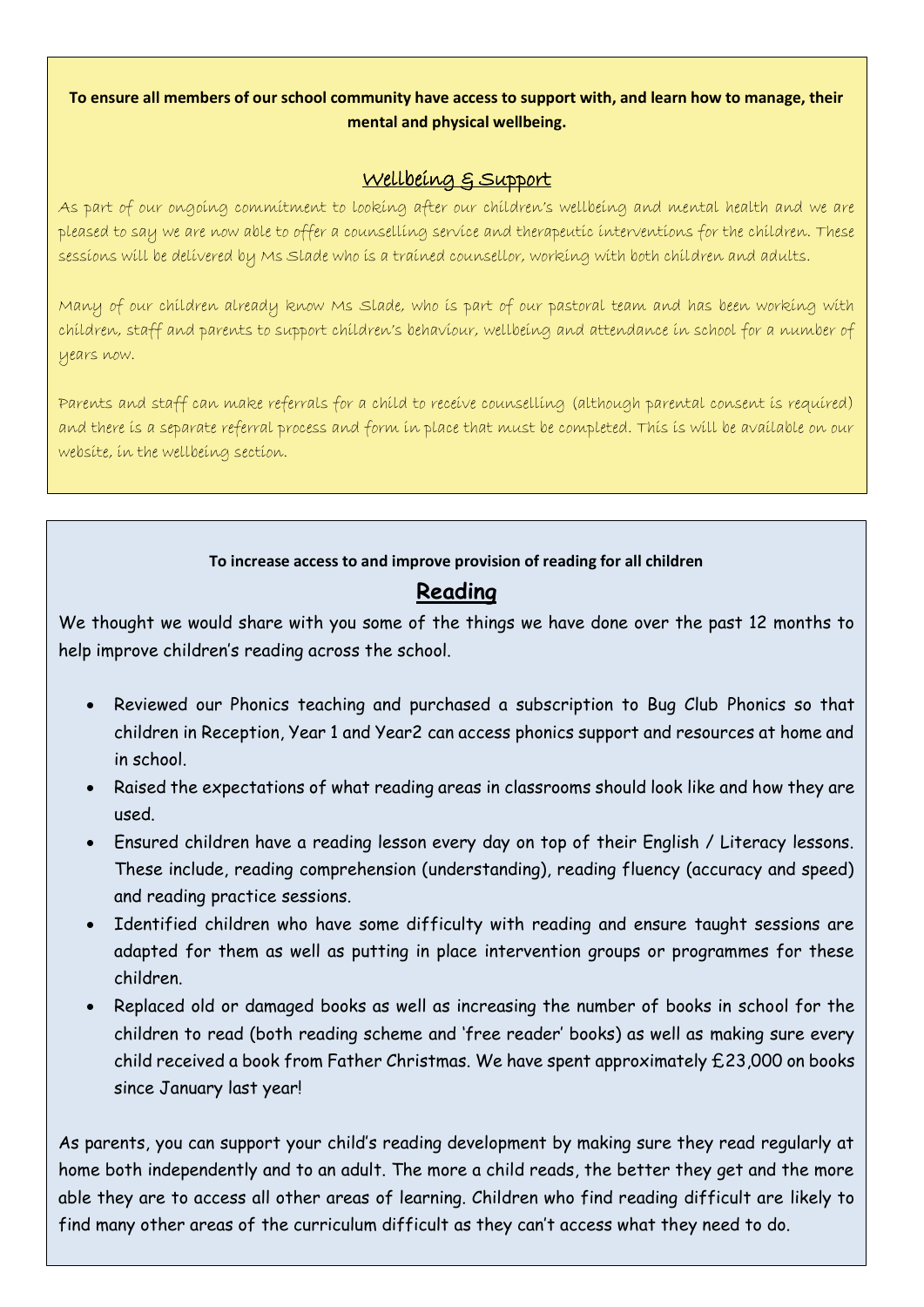**To ensure all members of our school community have access to support with, and learn how to manage, their mental and physical wellbeing.**

## Wellbeing & Support

As part of our ongoing commitment to looking after our children's wellbeing and mental health and we are pleased to say we are now able to offer a counselling service and therapeutic interventions for the children. These sessions will be delivered by Ms Slade who is a trained counsellor, working with both children and adults.

Many of our children already know Ms Slade, who is part of our pastoral team and has been working with children, staff and parents to support children's behaviour, wellbeing and attendance in school for a number of years now.

Parents and staff can make referrals for a child to receive counselling (although parental consent is required) and there is a separate referral process and form in place that must be completed. This is will be available on our website, in the wellbeing section.

**To increase access to and improve provision of reading for all children**

## Reading

We thought we would share with you some of the things we have done over the past 12 months to help improve children's reading across the school.

- Reviewed our Phonics teaching and purchased a subscription to Bug Club Phonics so that children in Reception, Year 1 and Year2 can access phonics support and resources at home and in school.
- Raised the expectations of what reading areas in classrooms should look like and how they are used.
- Ensured children have a reading lesson every day on top of their English / Literacy lessons. These include, reading comprehension (understanding), reading fluency (accuracy and speed) and reading practice sessions.
- Identified children who have some difficulty with reading and ensure taught sessions are adapted for them as well as putting in place intervention groups or programmes for these children.
- Replaced old or damaged books as well as increasing the number of books in school for the children to read (both reading scheme and 'free reader' books) as well as making sure every child received a book from Father Christmas. We have spent approximately £23,000 on books since January last year!

As parents, you can support your child's reading development by making sure they read regularly at home both independently and to an adult. The more a child reads, the better they get and the more able they are to access all other areas of learning. Children who find reading difficult are likely to find many other areas of the curriculum difficult as they can't access what they need to do.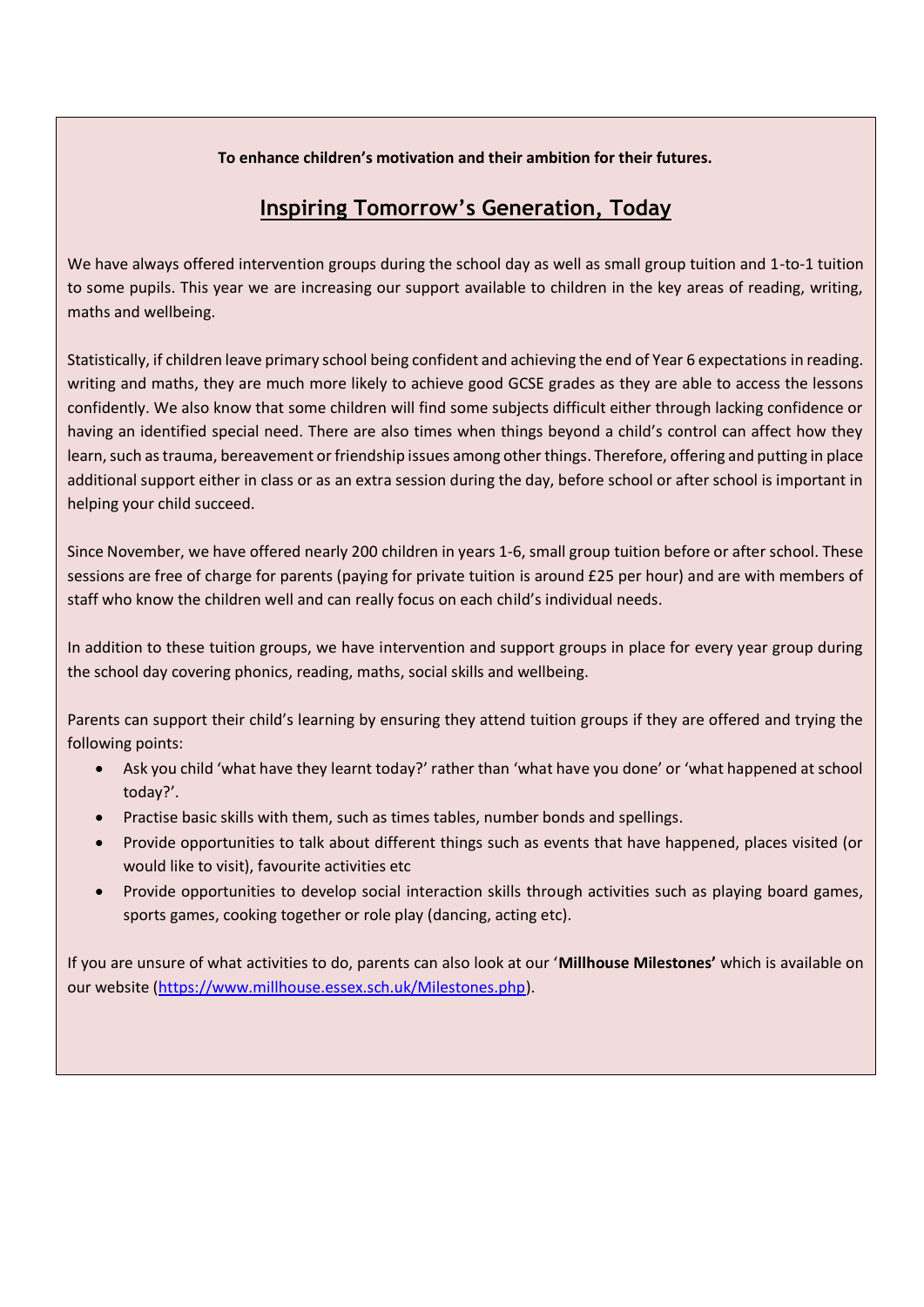**To enhance children's motivation and their ambition for their futures.**

## Inspiring Tomorrow's Generation, Today

We have always offered intervention groups during the school day as well as small group tuition and 1-to-1 tuition to some pupils. This year we are increasing our support available to children in the key areas of reading, writing, maths and wellbeing.

Statistically, if children leave primary school being confident and achieving the end of Year 6 expectations in reading. writing and maths, they are much more likely to achieve good GCSE grades as they are able to access the lessons confidently. We also know that some children will find some subjects difficult either through lacking confidence or having an identified special need. There are also times when things beyond a child's control can affect how they learn, such as trauma, bereavement or friendship issues among other things. Therefore, offering and putting in place additional support either in class or as an extra session during the day, before school or after school is important in helping your child succeed.

Since November, we have offered nearly 200 children in years 1-6, small group tuition before or after school. These sessions are free of charge for parents (paying for private tuition is around £25 per hour) and are with members of staff who know the children well and can really focus on each child's individual needs.

In addition to these tuition groups, we have intervention and support groups in place for every year group during the school day covering phonics, reading, maths, social skills and wellbeing.

Parents can support their child's learning by ensuring they attend tuition groups if they are offered and trying the following points:

- Ask you child 'what have they learnt today?' rather than 'what have you done' or 'what happened at school today?'.
- Practise basic skills with them, such as times tables, number bonds and spellings.
- Provide opportunities to talk about different things such as events that have happened, places visited (or would like to visit), favourite activities etc
- Provide opportunities to develop social interaction skills through activities such as playing board games, sports games, cooking together or role play (dancing, acting etc).

If you are unsure of what activities to do, parents can also look at our '**Millhouse Milestones'** which is available on our website (https://www.millhouse.essex.sch.uk/Milestones.php).